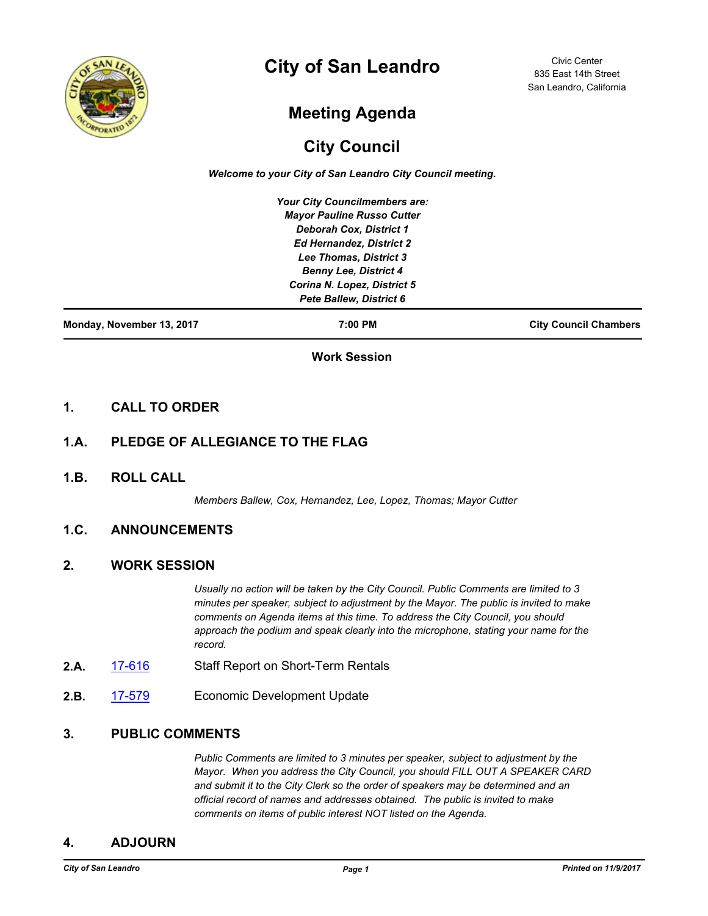# City of San Leandro

Civic Center
835 East 14th Street
San Leandro, California

## Meeting Agenda

## City Council

*Welcome to your City of San Leandro City Council meeting.*

*Your City Councilmembers are:*
*Mayor Pauline Russo Cutter*
*Deborah Cox, District 1*
*Ed Hernandez, District 2*
*Lee Thomas, District 3*
*Benny Lee, District 4*
*Corina N. Lopez, District 5*
*Pete Ballew, District 6*

**Monday, November 13, 2017** | **7:00 PM** | **City Council Chambers**

**Work Session**

## 1. CALL TO ORDER

## 1.A. PLEDGE OF ALLEGIANCE TO THE FLAG

## 1.B. ROLL CALL

*Members Ballew, Cox, Hernandez, Lee, Lopez, Thomas; Mayor Cutter*

## 1.C. ANNOUNCEMENTS

## 2. WORK SESSION

*Usually no action will be taken by the City Council. Public Comments are limited to 3 minutes per speaker, subject to adjustment by the Mayor. The public is invited to make comments on Agenda items at this time. To address the City Council, you should approach the podium and speak clearly into the microphone, stating your name for the record.*

**2.A.** 17-616 Staff Report on Short-Term Rentals

**2.B.** 17-579 Economic Development Update

## 3. PUBLIC COMMENTS

*Public Comments are limited to 3 minutes per speaker, subject to adjustment by the Mayor. When you address the City Council, you should FILL OUT A SPEAKER CARD and submit it to the City Clerk so the order of speakers may be determined and an official record of names and addresses obtained. The public is invited to make comments on items of public interest NOT listed on the Agenda.*

## 4. ADJOURN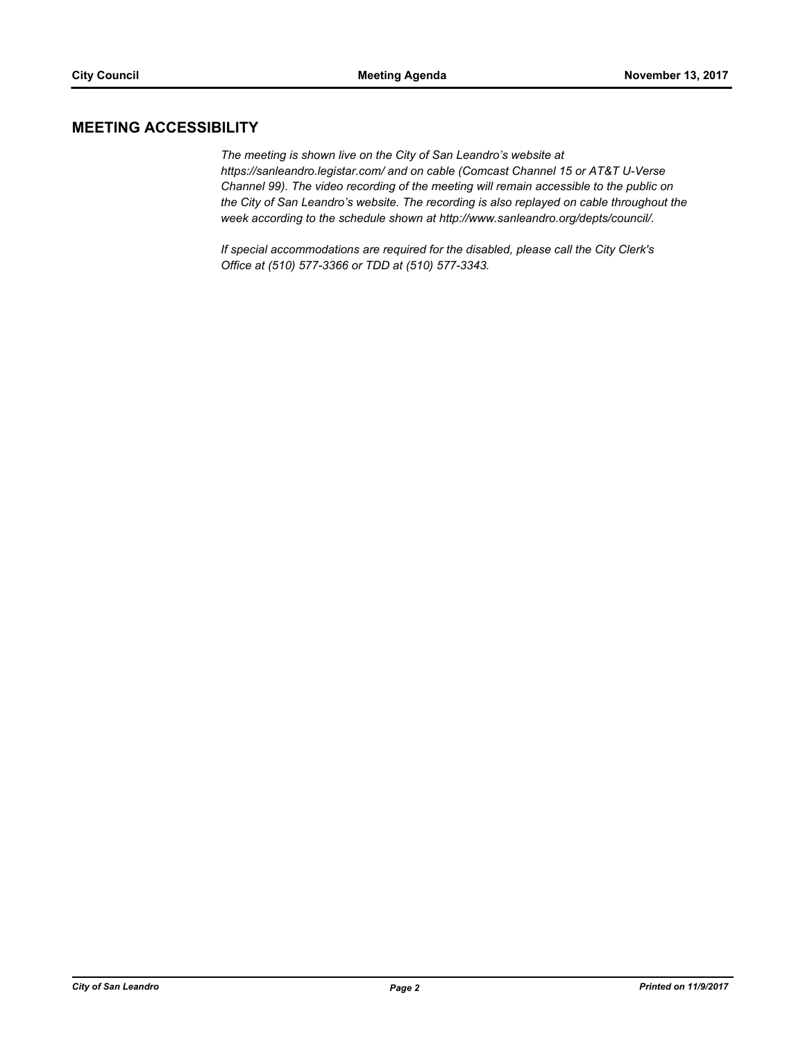## MEETING ACCESSIBILITY

*The meeting is shown live on the City of San Leandro's website at https://sanleandro.legistar.com/ and on cable (Comcast Channel 15 or AT&T U-Verse Channel 99). The video recording of the meeting will remain accessible to the public on the City of San Leandro's website. The recording is also replayed on cable throughout the week according to the schedule shown at http://www.sanleandro.org/depts/council/.*

*If special accommodations are required for the disabled, please call the City Clerk's Office at (510) 577-3366 or TDD at (510) 577-3343.*